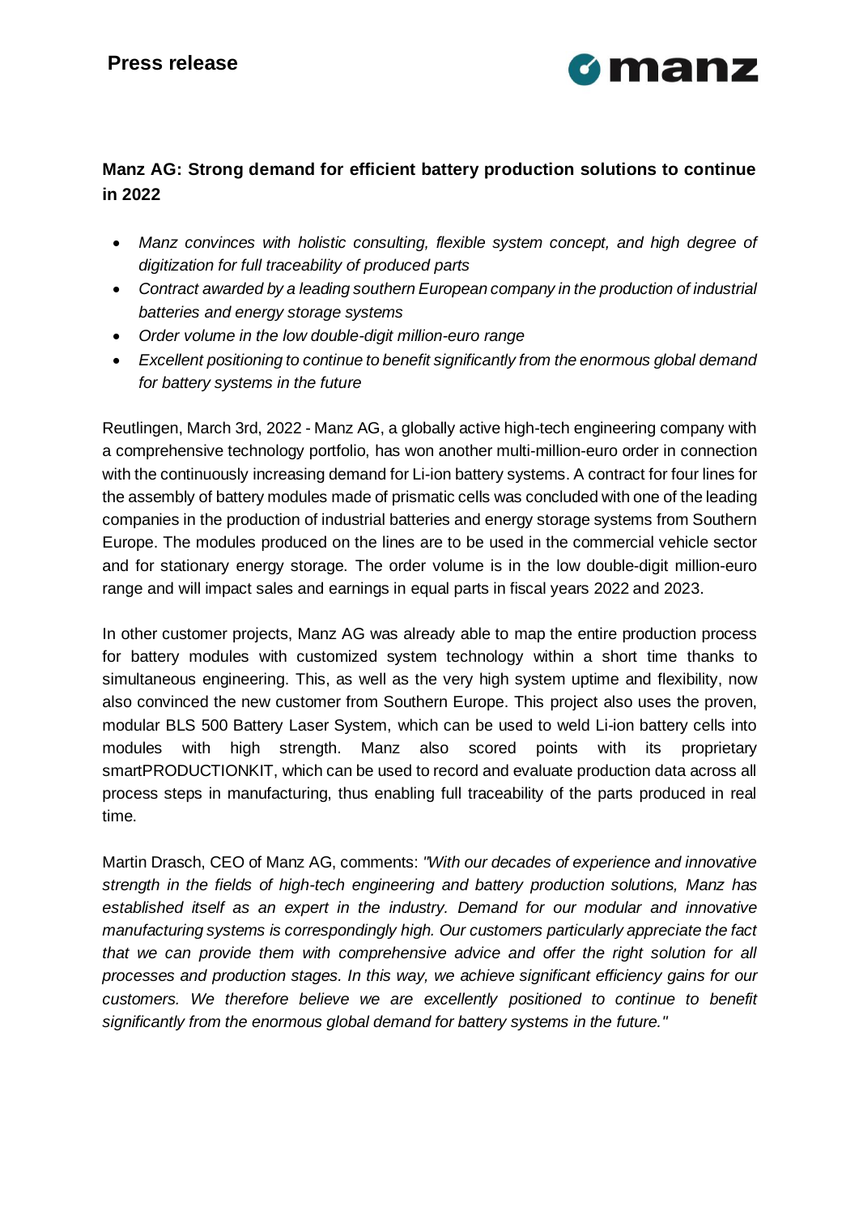**Press release**

## Manz AG: Strong demand for efficient battery production solutions to continue in 2022

- *Manz convinces with holistic consulting, flexible system concept, and high degree of digitization for full traceability of produced parts*
- *Contract awarded by a leading southern European company in the production of industrial batteries and energy storage systems*
- *Order volume in the low double-digit million-euro range*
- *Excellent positioning to continue to benefit significantly from the enormous global demand for battery systems in the future*

Reutlingen, March 3rd, 2022 - Manz AG, a globally active high-tech engineering company with a comprehensive technology portfolio, has won another multi-million-euro order in connection with the continuously increasing demand for Li-ion battery systems. A contract for four lines for the assembly of battery modules made of prismatic cells was concluded with one of the leading companies in the production of industrial batteries and energy storage systems from Southern Europe. The modules produced on the lines are to be used in the commercial vehicle sector and for stationary energy storage. The order volume is in the low double-digit million-euro range and will impact sales and earnings in equal parts in fiscal years 2022 and 2023.

In other customer projects, Manz AG was already able to map the entire production process for battery modules with customized system technology within a short time thanks to simultaneous engineering. This, as well as the very high system uptime and flexibility, now also convinced the new customer from Southern Europe. This project also uses the proven, modular BLS 500 Battery Laser System, which can be used to weld Li-ion battery cells into modules with high strength. Manz also scored points with its proprietary smartPRODUCTIONKIT, which can be used to record and evaluate production data across all process steps in manufacturing, thus enabling full traceability of the parts produced in real time.

Martin Drasch, CEO of Manz AG, comments: *"With our decades of experience and innovative strength in the fields of high-tech engineering and battery production solutions, Manz has established itself as an expert in the industry. Demand for our modular and innovative manufacturing systems is correspondingly high. Our customers particularly appreciate the fact that we can provide them with comprehensive advice and offer the right solution for all processes and production stages. In this way, we achieve significant efficiency gains for our customers. We therefore believe we are excellently positioned to continue to benefit significantly from the enormous global demand for battery systems in the future."*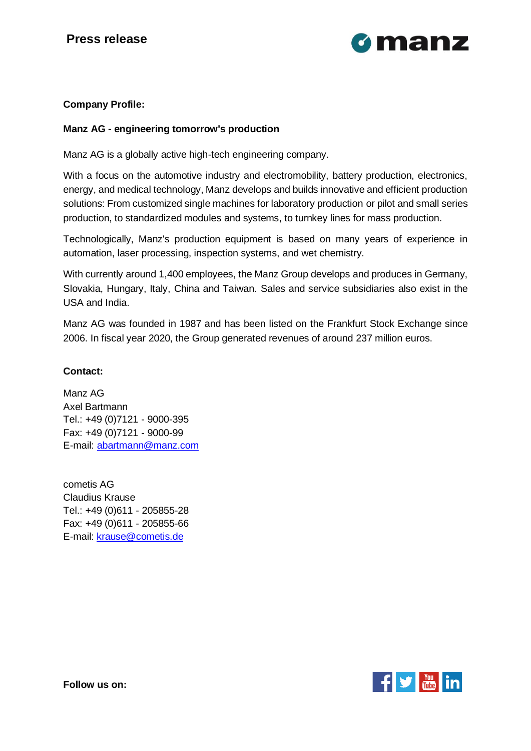Press release

**Company Profile:**

**Manz AG - engineering tomorrow's production**

Manz AG is a globally active high-tech engineering company.

With a focus on the automotive industry and electromobility, battery production, electronics, energy, and medical technology, Manz develops and builds innovative and efficient production solutions: From customized single machines for laboratory production or pilot and small series production, to standardized modules and systems, to turnkey lines for mass production.

Technologically, Manz's production equipment is based on many years of experience in automation, laser processing, inspection systems, and wet chemistry.

With currently around 1,400 employees, the Manz Group develops and produces in Germany, Slovakia, Hungary, Italy, China and Taiwan. Sales and service subsidiaries also exist in the USA and India.

Manz AG was founded in 1987 and has been listed on the Frankfurt Stock Exchange since 2006. In fiscal year 2020, the Group generated revenues of around 237 million euros.

**Contact:**

Manz AG
Axel Bartmann
Tel.: +49 (0)7121 - 9000-395
Fax: +49 (0)7121 - 9000-99
E-mail: abartmann@manz.com

cometis AG
Claudius Krause
Tel.: +49 (0)611 - 205855-28
Fax: +49 (0)611 - 205855-66
E-mail: krause@cometis.de

**Follow us on:**